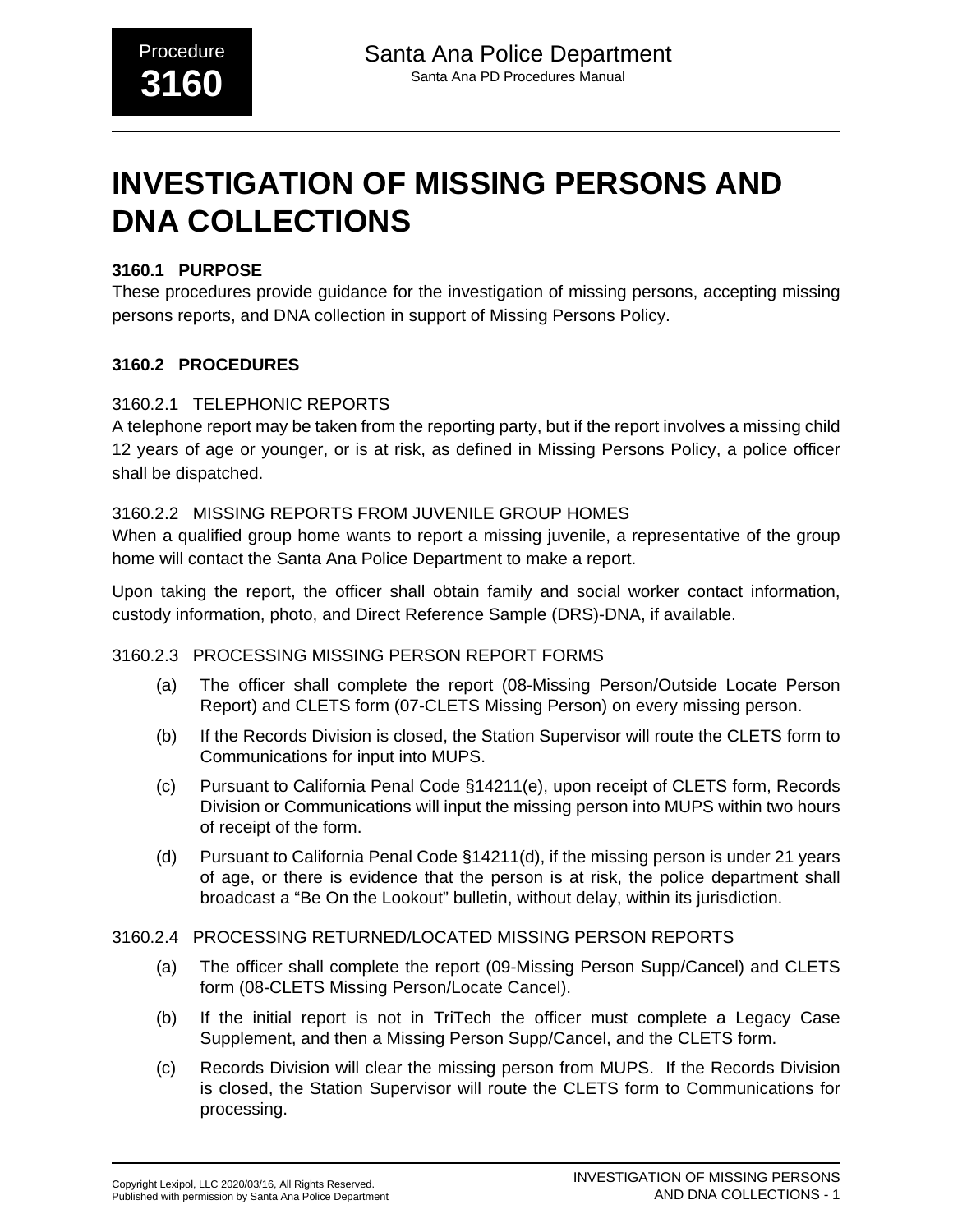# INVESTIGATION OF MISSING PERSONS AND DNA COLLECTIONS

## 3160.1 PURPOSE

These procedures provide guidance for the investigation of missing persons, accepting missing persons reports, and DNA collection in support of Missing Persons Policy.

## 3160.2 PROCEDURES

### 3160.2.1 TELEPHONIC REPORTS

A telephone report may be taken from the reporting party, but if the report involves a missing child 12 years of age or younger, or is at risk, as defined in Missing Persons Policy, a police officer shall be dispatched.

### 3160.2.2 MISSING REPORTS FROM JUVENILE GROUP HOMES

When a qualified group home wants to report a missing juvenile, a representative of the group home will contact the Santa Ana Police Department to make a report.

Upon taking the report, the officer shall obtain family and social worker contact information, custody information, photo, and Direct Reference Sample (DRS)-DNA, if available.

### 3160.2.3 PROCESSING MISSING PERSON REPORT FORMS

(a) The officer shall complete the report (08-Missing Person/Outside Locate Person Report) and CLETS form (07-CLETS Missing Person) on every missing person.

(b) If the Records Division is closed, the Station Supervisor will route the CLETS form to Communications for input into MUPS.

(c) Pursuant to California Penal Code §14211(e), upon receipt of CLETS form, Records Division or Communications will input the missing person into MUPS within two hours of receipt of the form.

(d) Pursuant to California Penal Code §14211(d), if the missing person is under 21 years of age, or there is evidence that the person is at risk, the police department shall broadcast a "Be On the Lookout" bulletin, without delay, within its jurisdiction.

### 3160.2.4 PROCESSING RETURNED/LOCATED MISSING PERSON REPORTS

(a) The officer shall complete the report (09-Missing Person Supp/Cancel) and CLETS form (08-CLETS Missing Person/Locate Cancel).

(b) If the initial report is not in TriTech the officer must complete a Legacy Case Supplement, and then a Missing Person Supp/Cancel, and the CLETS form.

(c) Records Division will clear the missing person from MUPS. If the Records Division is closed, the Station Supervisor will route the CLETS form to Communications for processing.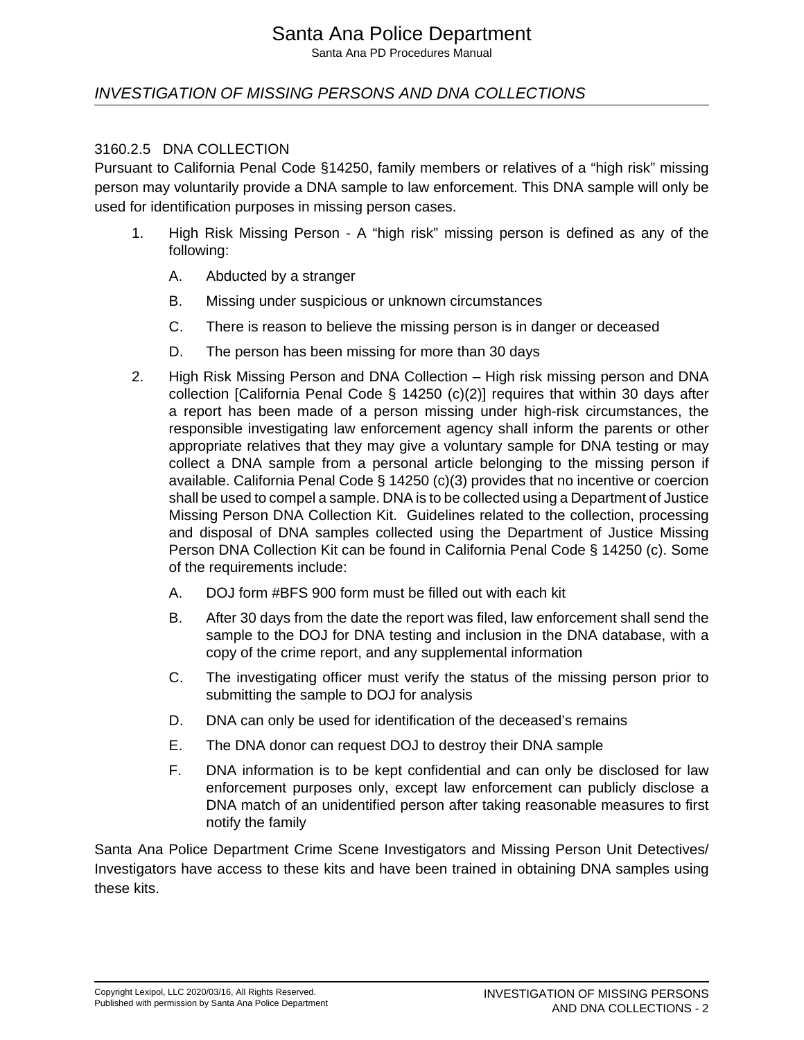#### 3160.2.5 DNA COLLECTION

Pursuant to California Penal Code §14250, family members or relatives of a "high risk" missing person may voluntarily provide a DNA sample to law enforcement. This DNA sample will only be used for identification purposes in missing person cases.

1. High Risk Missing Person - A "high risk" missing person is defined as any of the following:

    A. Abducted by a stranger

    B. Missing under suspicious or unknown circumstances

    C. There is reason to believe the missing person is in danger or deceased

    D. The person has been missing for more than 30 days

2. High Risk Missing Person and DNA Collection – High risk missing person and DNA collection [California Penal Code § 14250 (c)(2)] requires that within 30 days after a report has been made of a person missing under high-risk circumstances, the responsible investigating law enforcement agency shall inform the parents or other appropriate relatives that they may give a voluntary sample for DNA testing or may collect a DNA sample from a personal article belonging to the missing person if available. California Penal Code § 14250 (c)(3) provides that no incentive or coercion shall be used to compel a sample. DNA is to be collected using a Department of Justice Missing Person DNA Collection Kit. Guidelines related to the collection, processing and disposal of DNA samples collected using the Department of Justice Missing Person DNA Collection Kit can be found in California Penal Code § 14250 (c). Some of the requirements include:

    A. DOJ form #BFS 900 form must be filled out with each kit

    B. After 30 days from the date the report was filed, law enforcement shall send the sample to the DOJ for DNA testing and inclusion in the DNA database, with a copy of the crime report, and any supplemental information

    C. The investigating officer must verify the status of the missing person prior to submitting the sample to DOJ for analysis

    D. DNA can only be used for identification of the deceased's remains

    E. The DNA donor can request DOJ to destroy their DNA sample

    F. DNA information is to be kept confidential and can only be disclosed for law enforcement purposes only, except law enforcement can publicly disclose a DNA match of an unidentified person after taking reasonable measures to first notify the family

Santa Ana Police Department Crime Scene Investigators and Missing Person Unit Detectives/ Investigators have access to these kits and have been trained in obtaining DNA samples using these kits.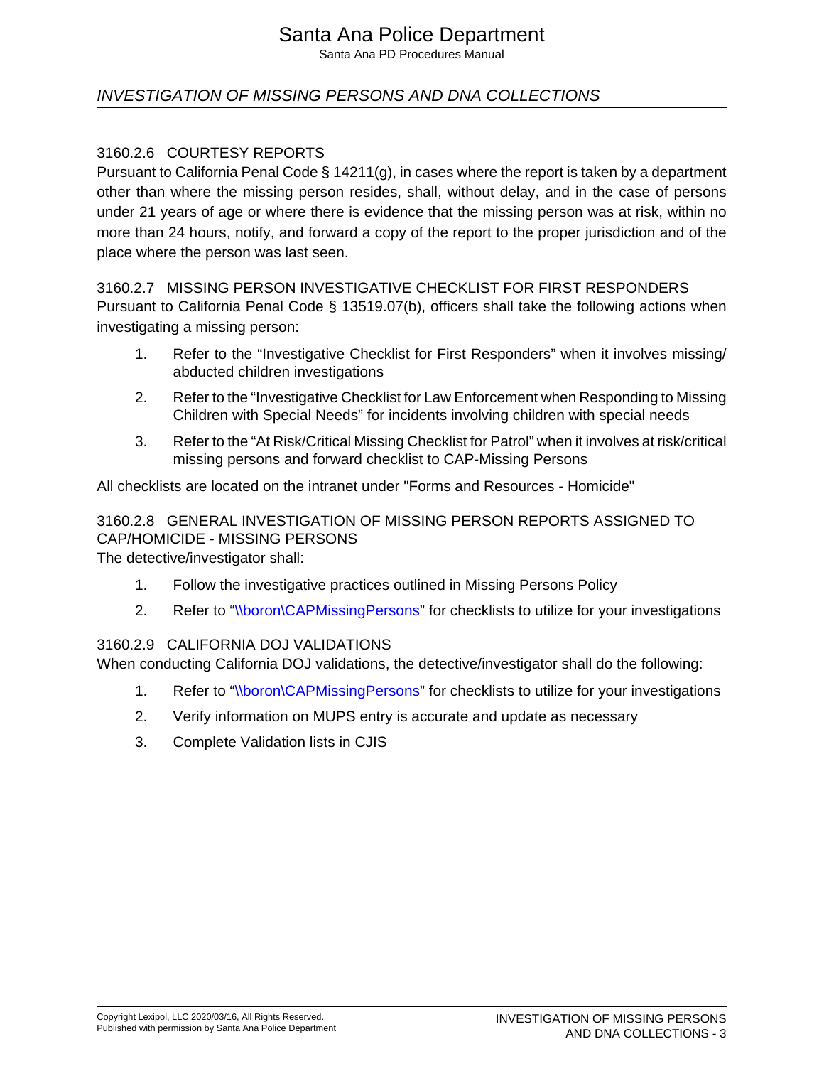### 3160.2.6 COURTESY REPORTS

Pursuant to California Penal Code § 14211(g), in cases where the report is taken by a department other than where the missing person resides, shall, without delay, and in the case of persons under 21 years of age or where there is evidence that the missing person was at risk, within no more than 24 hours, notify, and forward a copy of the report to the proper jurisdiction and of the place where the person was last seen.

### 3160.2.7 MISSING PERSON INVESTIGATIVE CHECKLIST FOR FIRST RESPONDERS

Pursuant to California Penal Code § 13519.07(b), officers shall take the following actions when investigating a missing person:

1. Refer to the "Investigative Checklist for First Responders" when it involves missing/abducted children investigations
2. Refer to the "Investigative Checklist for Law Enforcement when Responding to Missing Children with Special Needs" for incidents involving children with special needs
3. Refer to the "At Risk/Critical Missing Checklist for Patrol" when it involves at risk/critical missing persons and forward checklist to CAP-Missing Persons

All checklists are located on the intranet under "Forms and Resources - Homicide"

### 3160.2.8 GENERAL INVESTIGATION OF MISSING PERSON REPORTS ASSIGNED TO CAP/HOMICIDE - MISSING PERSONS

The detective/investigator shall:

1. Follow the investigative practices outlined in Missing Persons Policy
2. Refer to "\\boron\CAPMissingPersons" for checklists to utilize for your investigations

### 3160.2.9 CALIFORNIA DOJ VALIDATIONS

When conducting California DOJ validations, the detective/investigator shall do the following:

1. Refer to "\\boron\CAPMissingPersons" for checklists to utilize for your investigations
2. Verify information on MUPS entry is accurate and update as necessary
3. Complete Validation lists in CJIS